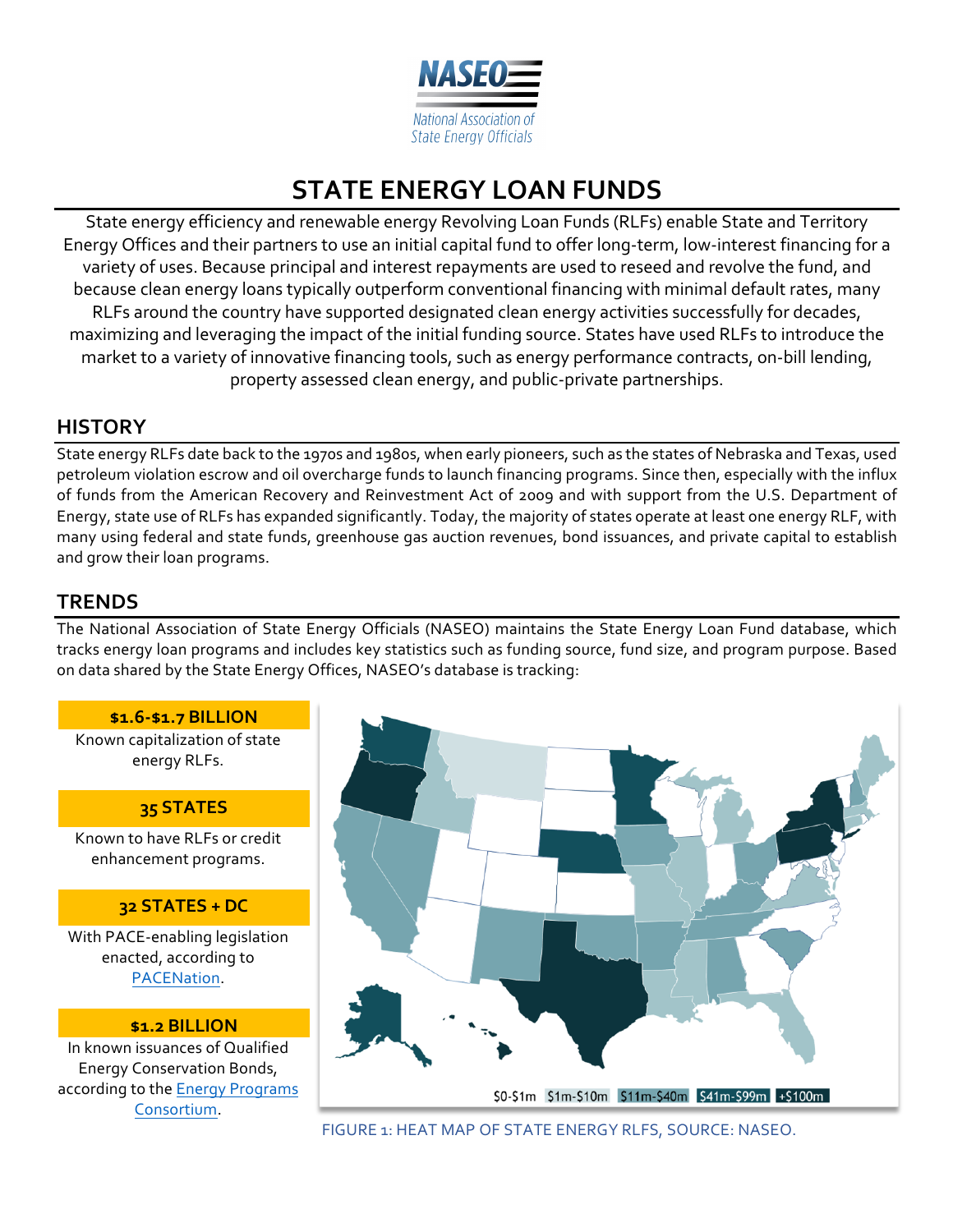NASEO

National Association of State Energy Officials

# STATE ENERGY LOAN FUNDS

State energy efficiency and renewable energy Revolving Loan Funds (RLFs) enable State and Territory Energy Offices and their partners to use an initial capital fund to offer long-term, low-interest financing for a variety of uses. Because principal and interest repayments are used to reseed and revolve the fund, and because clean energy loans typically outperform conventional financing with minimal default rates, many RLFs around the country have supported designated clean energy activities successfully for decades, maximizing and leveraging the impact of the initial funding source. States have used RLFs to introduce the market to a variety of innovative financing tools, such as energy performance contracts, on-bill lending, property assessed clean energy, and public-private partnerships.

## HISTORY

State energy RLFs date back to the 1970s and 1980s, when early pioneers, such as the states of Nebraska and Texas, used petroleum violation escrow and oil overcharge funds to launch financing programs. Since then, especially with the influx of funds from the American Recovery and Reinvestment Act of 2009 and with support from the U.S. Department of Energy, state use of RLFs has expanded significantly. Today, the majority of states operate at least one energy RLF, with many using federal and state funds, greenhouse gas auction revenues, bond issuances, and private capital to establish and grow their loan programs.

## TRENDS

The National Association of State Energy Officials (NASEO) maintains the State Energy Loan Fund database, which tracks energy loan programs and includes key statistics such as funding source, fund size, and program purpose. Based on data shared by the State Energy Offices, NASEO's database is tracking:

**$1.6-$1.7 BILLION**

Known capitalization of state energy RLFs.

**35 STATES**

Known to have RLFs or credit enhancement programs.

**32 STATES + DC**

With PACE-enabling legislation enacted, according to PACENation.

**$1.2 BILLION**

In known issuances of Qualified Energy Conservation Bonds, according to the Energy Programs Consortium.

$0-$1m | $1m-$10m | $11m-$40m | $41m-$99m | +$100m

FIGURE 1: HEAT MAP OF STATE ENERGY RLFS, SOURCE: NASEO.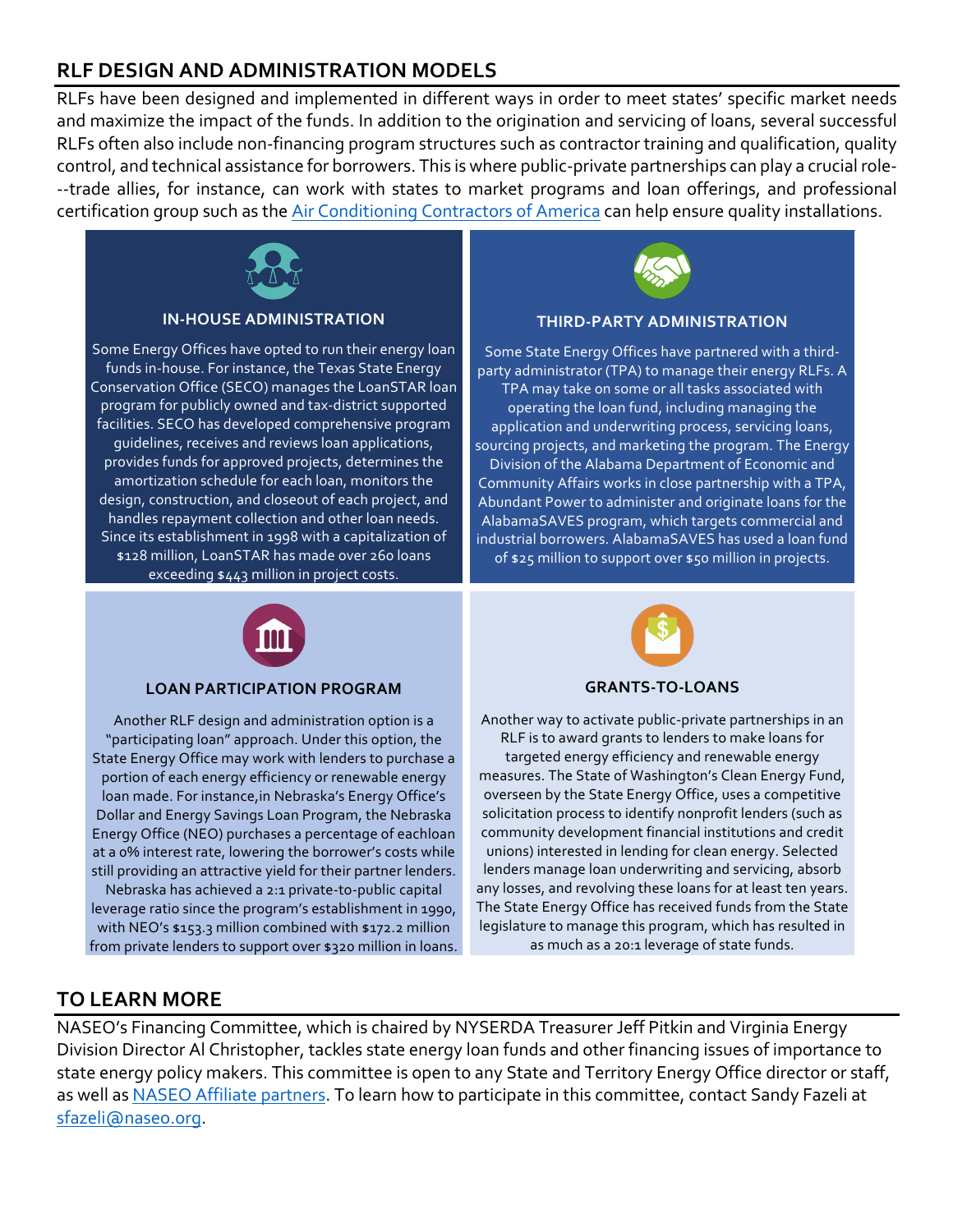## RLF DESIGN AND ADMINISTRATION MODELS

RLFs have been designed and implemented in different ways in order to meet states' specific market needs and maximize the impact of the funds. In addition to the origination and servicing of loans, several successful RLFs often also include non-financing program structures such as contractor training and qualification, quality control, and technical assistance for borrowers. This is where public-private partnerships can play a crucial role---trade allies, for instance, can work with states to market programs and loan offerings, and professional certification group such as the Air Conditioning Contractors of America can help ensure quality installations.

### IN-HOUSE ADMINISTRATION

Some Energy Offices have opted to run their energy loan funds in-house. For instance, the Texas State Energy Conservation Office (SECO) manages the LoanSTAR loan program for publicly owned and tax-district supported facilities. SECO has developed comprehensive program guidelines, receives and reviews loan applications, provides funds for approved projects, determines the amortization schedule for each loan, monitors the design, construction, and closeout of each project, and handles repayment collection and other loan needs. Since its establishment in 1998 with a capitalization of $128 million, LoanSTAR has made over 260 loans exceeding $443 million in project costs.

### THIRD-PARTY ADMINISTRATION

Some State Energy Offices have partnered with a third-party administrator (TPA) to manage their energy RLFs. A TPA may take on some or all tasks associated with operating the loan fund, including managing the application and underwriting process, servicing loans, sourcing projects, and marketing the program. The Energy Division of the Alabama Department of Economic and Community Affairs works in close partnership with a TPA, Abundant Power to administer and originate loans for the AlabamaSAVES program, which targets commercial and industrial borrowers. AlabamaSAVES has used a loan fund of $25 million to support over $50 million in projects.

### LOAN PARTICIPATION PROGRAM

Another RLF design and administration option is a "participating loan" approach. Under this option, the State Energy Office may work with lenders to purchase a portion of each energy efficiency or renewable energy loan made. For instance,in Nebraska's Energy Office's Dollar and Energy Savings Loan Program, the Nebraska Energy Office (NEO) purchases a percentage of eachloan at a 0% interest rate, lowering the borrower's costs while still providing an attractive yield for their partner lenders. Nebraska has achieved a 2:1 private-to-public capital leverage ratio since the program's establishment in 1990, with NEO's $153.3 million combined with $172.2 million from private lenders to support over $320 million in loans.

### GRANTS-TO-LOANS

Another way to activate public-private partnerships in an RLF is to award grants to lenders to make loans for targeted energy efficiency and renewable energy measures. The State of Washington's Clean Energy Fund, overseen by the State Energy Office, uses a competitive solicitation process to identify nonprofit lenders (such as community development financial institutions and credit unions) interested in lending for clean energy. Selected lenders manage loan underwriting and servicing, absorb any losses, and revolving these loans for at least ten years. The State Energy Office has received funds from the State legislature to manage this program, which has resulted in as much as a 20:1 leverage of state funds.

## TO LEARN MORE

NASEO's Financing Committee, which is chaired by NYSERDA Treasurer Jeff Pitkin and Virginia Energy Division Director Al Christopher, tackles state energy loan funds and other financing issues of importance to state energy policy makers. This committee is open to any State and Territory Energy Office director or staff, as well as NASEO Affiliate partners. To learn how to participate in this committee, contact Sandy Fazeli at sfazeli@naseo.org.